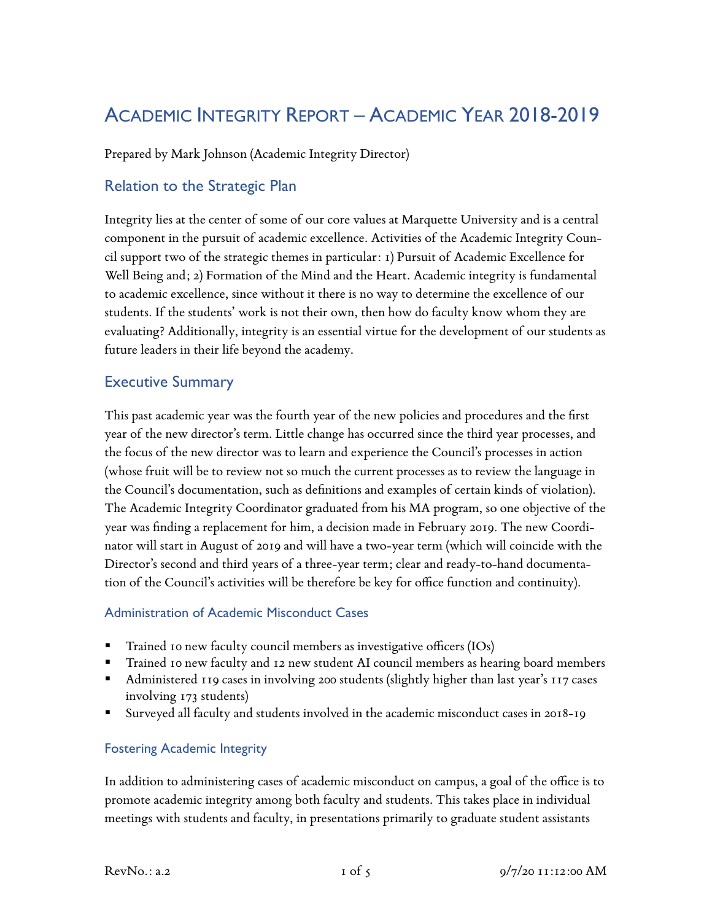# Academic Integrity Report – Academic Year 2018-2019

Prepared by Mark Johnson (Academic Integrity Director)

## Relation to the Strategic Plan

Integrity lies at the center of some of our core values at Marquette University and is a central component in the pursuit of academic excellence. Activities of the Academic Integrity Council support two of the strategic themes in particular: 1) Pursuit of Academic Excellence for Well Being and; 2) Formation of the Mind and the Heart. Academic integrity is fundamental to academic excellence, since without it there is no way to determine the excellence of our students. If the students' work is not their own, then how do faculty know whom they are evaluating? Additionally, integrity is an essential virtue for the development of our students as future leaders in their life beyond the academy.

## Executive Summary

This past academic year was the fourth year of the new policies and procedures and the first year of the new director's term. Little change has occurred since the third year processes, and the focus of the new director was to learn and experience the Council's processes in action (whose fruit will be to review not so much the current processes as to review the language in the Council's documentation, such as definitions and examples of certain kinds of violation). The Academic Integrity Coordinator graduated from his MA program, so one objective of the year was finding a replacement for him, a decision made in February 2019. The new Coordinator will start in August of 2019 and will have a two-year term (which will coincide with the Director's second and third years of a three-year term; clear and ready-to-hand documentation of the Council's activities will be therefore be key for office function and continuity).

### Administration of Academic Misconduct Cases

- Trained 10 new faculty council members as investigative officers (IOs)
- Trained 10 new faculty and 12 new student AI council members as hearing board members
- Administered 119 cases in involving 200 students (slightly higher than last year's 117 cases involving 173 students)
- Surveyed all faculty and students involved in the academic misconduct cases in 2018-19

### Fostering Academic Integrity

In addition to administering cases of academic misconduct on campus, a goal of the office is to promote academic integrity among both faculty and students. This takes place in individual meetings with students and faculty, in presentations primarily to graduate student assistants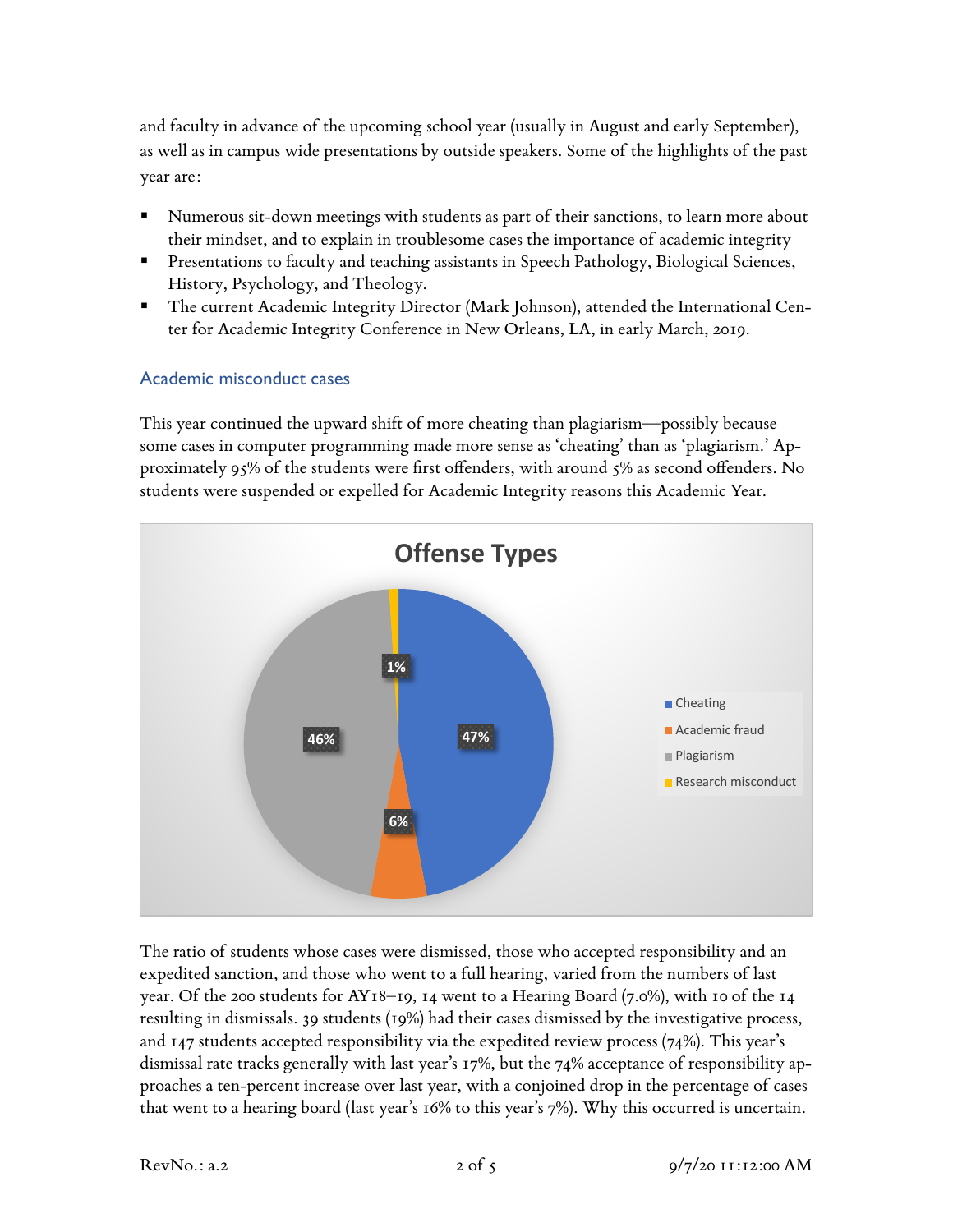and faculty in advance of the upcoming school year (usually in August and early September), as well as in campus wide presentations by outside speakers. Some of the highlights of the past year are:

- Numerous sit-down meetings with students as part of their sanctions, to learn more about their mindset, and to explain in troublesome cases the importance of academic integrity
- Presentations to faculty and teaching assistants in Speech Pathology, Biological Sciences, History, Psychology, and Theology.
- The current Academic Integrity Director (Mark Johnson), attended the International Center for Academic Integrity Conference in New Orleans, LA, in early March, 2019.

### Academic misconduct cases

This year continued the upward shift of more cheating than plagiarism—possibly because some cases in computer programming made more sense as 'cheating' than as 'plagiarism.' Approximately 95% of the students were first offenders, with around 5% as second offenders. No students were suspended or expelled for Academic Integrity reasons this Academic Year.

**Offense Types**

- Cheating: 47%
- Academic fraud: 6%
- Plagiarism: 46%
- Research misconduct: 1%

The ratio of students whose cases were dismissed, those who accepted responsibility and an expedited sanction, and those who went to a full hearing, varied from the numbers of last year. Of the 200 students for AY18–19, 14 went to a Hearing Board (7.0%), with 10 of the 14 resulting in dismissals. 39 students (19%) had their cases dismissed by the investigative process, and 147 students accepted responsibility via the expedited review process (74%). This year's dismissal rate tracks generally with last year's 17%, but the 74% acceptance of responsibility approaches a ten-percent increase over last year, with a conjoined drop in the percentage of cases that went to a hearing board (last year's 16% to this year's 7%). Why this occurred is uncertain.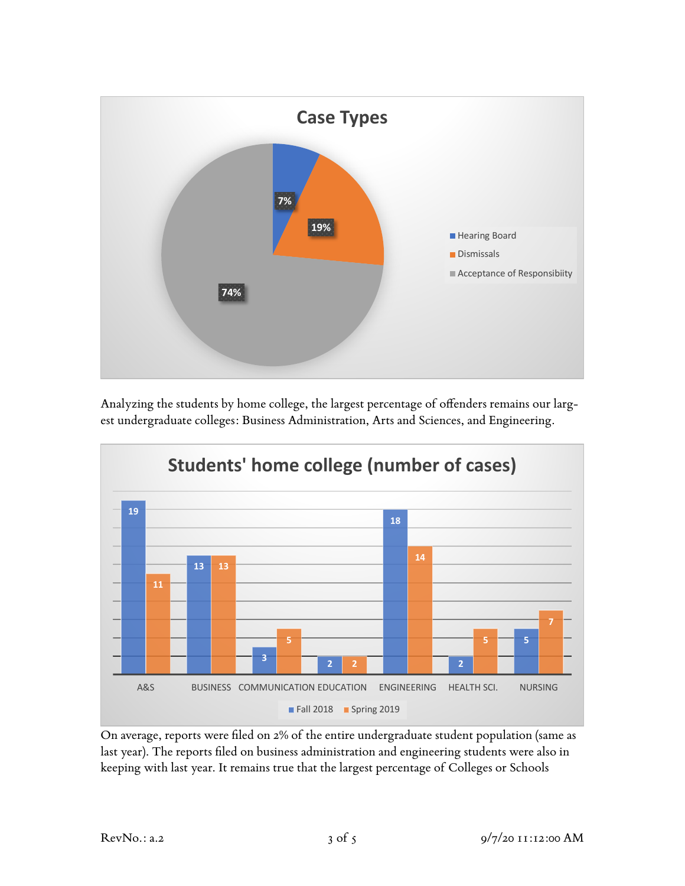Analyzing the students by home college, the largest percentage of offenders remains our largest undergraduate colleges: Business Administration, Arts and Sciences, and Engineering.

On average, reports were filed on 2% of the entire undergraduate student population (same as last year). The reports filed on business administration and engineering students were also in keeping with last year. It remains true that the largest percentage of Colleges or Schools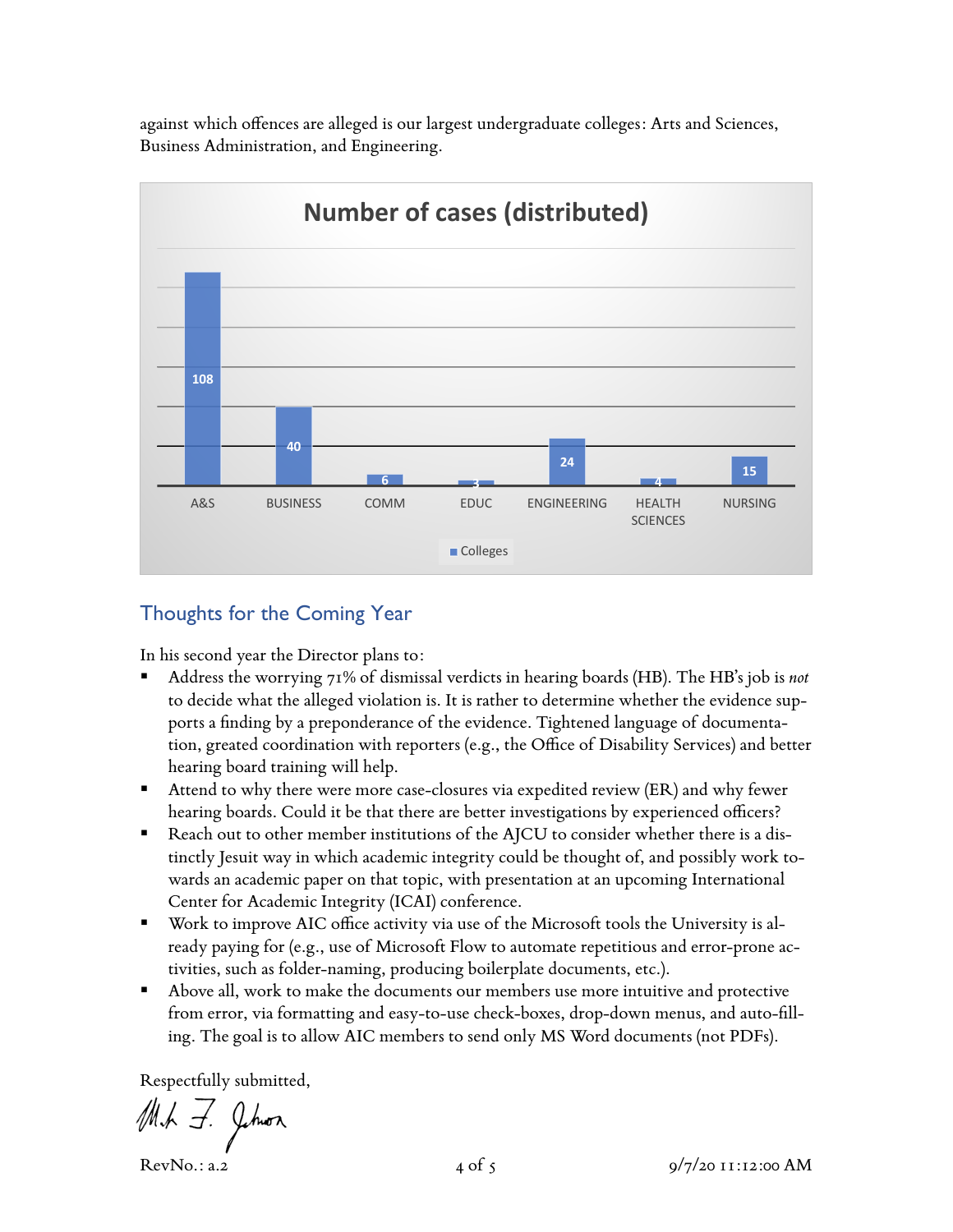against which offences are alleged is our largest undergraduate colleges: Arts and Sciences, Business Administration, and Engineering.

**Number of cases (distributed)**

| College | Cases |
|---|---|
| A&S | 108 |
| BUSINESS | 40 |
| COMM | 6 |
| EDUC | 3 |
| ENGINEERING | 24 |
| HEALTH SCIENCES | 4 |
| NURSING | 15 |

## Thoughts for the Coming Year

In his second year the Director plans to:

- Address the worrying 71% of dismissal verdicts in hearing boards (HB). The HB's job is *not* to decide what the alleged violation is. It is rather to determine whether the evidence supports a finding by a preponderance of the evidence. Tightened language of documentation, greated coordination with reporters (e.g., the Office of Disability Services) and better hearing board training will help.
- Attend to why there were more case-closures via expedited review (ER) and why fewer hearing boards. Could it be that there are better investigations by experienced officers?
- Reach out to other member institutions of the AJCU to consider whether there is a distinctly Jesuit way in which academic integrity could be thought of, and possibly work towards an academic paper on that topic, with presentation at an upcoming International Center for Academic Integrity (ICAI) conference.
- Work to improve AIC office activity via use of the Microsoft tools the University is already paying for (e.g., use of Microsoft Flow to automate repetitious and error-prone activities, such as folder-naming, producing boilerplate documents, etc.).
- Above all, work to make the documents our members use more intuitive and protective from error, via formatting and easy-to-use check-boxes, drop-down menus, and auto-filling. The goal is to allow AIC members to send only MS Word documents (not PDFs).

Respectfully submitted,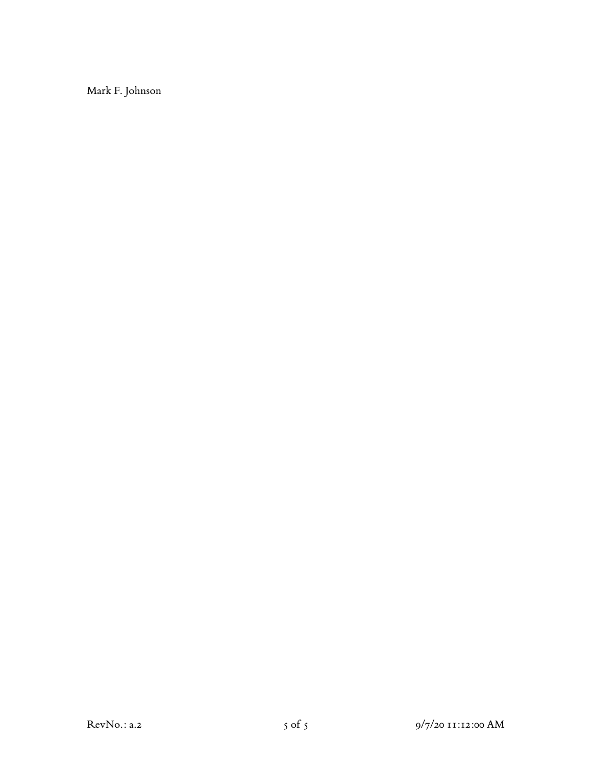Mark F. Johnson